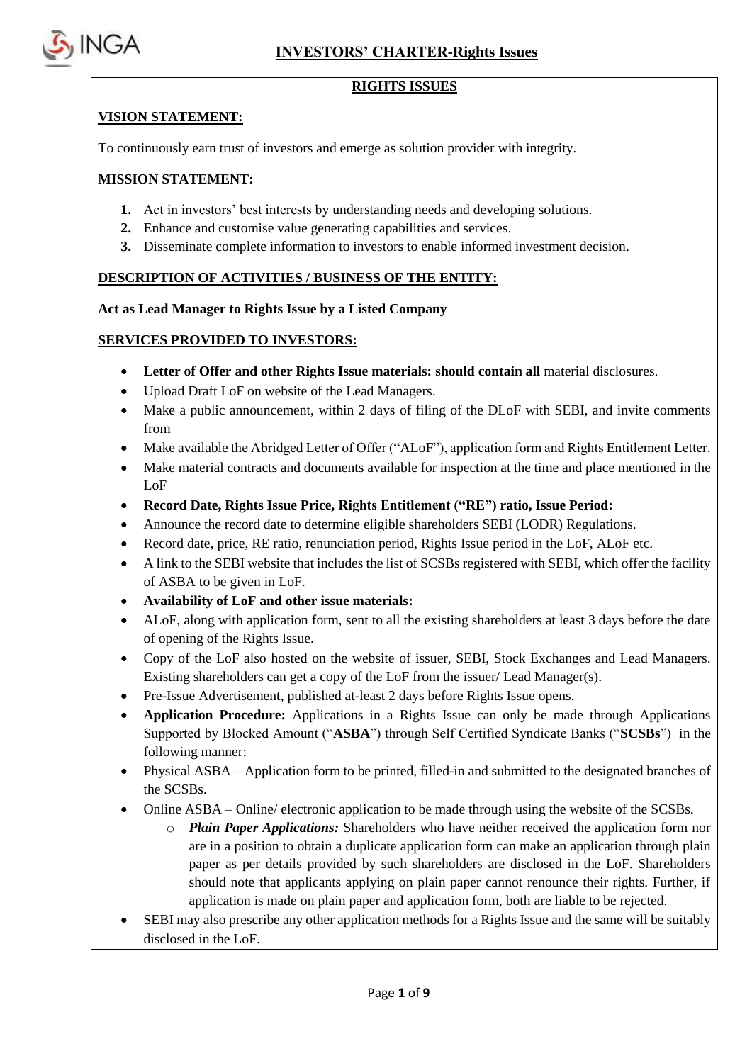# INVESTORS' CHARTER-Rights Issues

## RIGHTS ISSUES

### VISION STATEMENT:

To continuously earn trust of investors and emerge as solution provider with integrity.

### MISSION STATEMENT:

1. Act in investors' best interests by understanding needs and developing solutions.
2. Enhance and customise value generating capabilities and services.
3. Disseminate complete information to investors to enable informed investment decision.

### DESCRIPTION OF ACTIVITIES / BUSINESS OF THE ENTITY:

**Act as Lead Manager to Rights Issue by a Listed Company**

### SERVICES PROVIDED TO INVESTORS:

- **Letter of Offer and other Rights Issue materials: should contain all** material disclosures.
- Upload Draft LoF on website of the Lead Managers.
- Make a public announcement, within 2 days of filing of the DLoF with SEBI, and invite comments from
- Make available the Abridged Letter of Offer ("ALoF"), application form and Rights Entitlement Letter.
- Make material contracts and documents available for inspection at the time and place mentioned in the LoF
- **Record Date, Rights Issue Price, Rights Entitlement ("RE") ratio, Issue Period:**
- Announce the record date to determine eligible shareholders SEBI (LODR) Regulations.
- Record date, price, RE ratio, renunciation period, Rights Issue period in the LoF, ALoF etc.
- A link to the SEBI website that includes the list of SCSBs registered with SEBI, which offer the facility of ASBA to be given in LoF.
- **Availability of LoF and other issue materials:**
- ALoF, along with application form, sent to all the existing shareholders at least 3 days before the date of opening of the Rights Issue.
- Copy of the LoF also hosted on the website of issuer, SEBI, Stock Exchanges and Lead Managers. Existing shareholders can get a copy of the LoF from the issuer/ Lead Manager(s).
- Pre-Issue Advertisement, published at-least 2 days before Rights Issue opens.
- **Application Procedure:** Applications in a Rights Issue can only be made through Applications Supported by Blocked Amount ("**ASBA**") through Self Certified Syndicate Banks ("**SCSBs**") in the following manner:
- Physical ASBA – Application form to be printed, filled-in and submitted to the designated branches of the SCSBs.
- Online ASBA – Online/ electronic application to be made through using the website of the SCSBs.
    - ***Plain Paper Applications:*** Shareholders who have neither received the application form nor are in a position to obtain a duplicate application form can make an application through plain paper as per details provided by such shareholders are disclosed in the LoF. Shareholders should note that applicants applying on plain paper cannot renounce their rights. Further, if application is made on plain paper and application form, both are liable to be rejected.
- SEBI may also prescribe any other application methods for a Rights Issue and the same will be suitably disclosed in the LoF.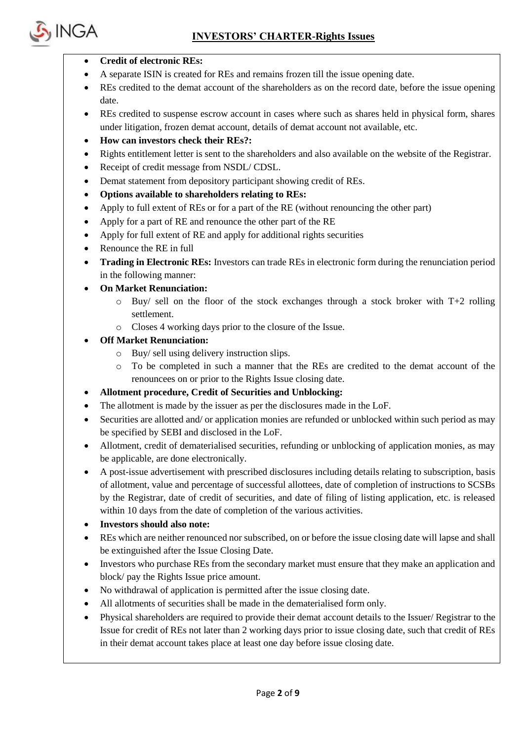- **Credit of electronic REs:**
- A separate ISIN is created for REs and remains frozen till the issue opening date.
- REs credited to the demat account of the shareholders as on the record date, before the issue opening date.
- REs credited to suspense escrow account in cases where such as shares held in physical form, shares under litigation, frozen demat account, details of demat account not available, etc.
- **How can investors check their REs?:**
- Rights entitlement letter is sent to the shareholders and also available on the website of the Registrar.
- Receipt of credit message from NSDL/ CDSL.
- Demat statement from depository participant showing credit of REs.
- **Options available to shareholders relating to REs:**
- Apply to full extent of REs or for a part of the RE (without renouncing the other part)
- Apply for a part of RE and renounce the other part of the RE
- Apply for full extent of RE and apply for additional rights securities
- Renounce the RE in full
- **Trading in Electronic REs:** Investors can trade REs in electronic form during the renunciation period in the following manner:
- **On Market Renunciation:**
  - Buy/ sell on the floor of the stock exchanges through a stock broker with T+2 rolling settlement.
  - Closes 4 working days prior to the closure of the Issue.
- **Off Market Renunciation:**
  - Buy/ sell using delivery instruction slips.
  - To be completed in such a manner that the REs are credited to the demat account of the renouncees on or prior to the Rights Issue closing date.
- **Allotment procedure, Credit of Securities and Unblocking:**
- The allotment is made by the issuer as per the disclosures made in the LoF.
- Securities are allotted and/ or application monies are refunded or unblocked within such period as may be specified by SEBI and disclosed in the LoF.
- Allotment, credit of dematerialised securities, refunding or unblocking of application monies, as may be applicable, are done electronically.
- A post-issue advertisement with prescribed disclosures including details relating to subscription, basis of allotment, value and percentage of successful allottees, date of completion of instructions to SCSBs by the Registrar, date of credit of securities, and date of filing of listing application, etc. is released within 10 days from the date of completion of the various activities.
- **Investors should also note:**
- REs which are neither renounced nor subscribed, on or before the issue closing date will lapse and shall be extinguished after the Issue Closing Date.
- Investors who purchase REs from the secondary market must ensure that they make an application and block/ pay the Rights Issue price amount.
- No withdrawal of application is permitted after the issue closing date.
- All allotments of securities shall be made in the dematerialised form only.
- Physical shareholders are required to provide their demat account details to the Issuer/ Registrar to the Issue for credit of REs not later than 2 working days prior to issue closing date, such that credit of REs in their demat account takes place at least one day before issue closing date.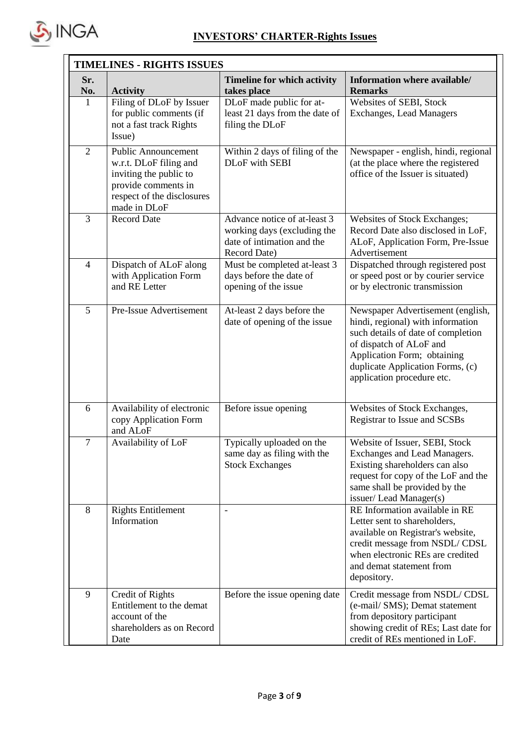## INVESTORS' CHARTER-Rights Issues

| TIMELINES - RIGHTS ISSUES | | | |
|---|---|---|---|
| **Sr. No.** | **Activity** | **Timeline for which activity takes place** | **Information where available/ Remarks** |
| 1 | Filing of DLoF by Issuer for public comments (if not a fast track Rights Issue) | DLoF made public for at-least 21 days from the date of filing the DLoF | Websites of SEBI, Stock Exchanges, Lead Managers |
| 2 | Public Announcement w.r.t. DLoF filing and inviting the public to provide comments in respect of the disclosures made in DLoF | Within 2 days of filing of the DLoF with SEBI | Newspaper - english, hindi, regional (at the place where the registered office of the Issuer is situated) |
| 3 | Record Date | Advance notice of at-least 3 working days (excluding the date of intimation and the Record Date) | Websites of Stock Exchanges; Record Date also disclosed in LoF, ALoF, Application Form, Pre-Issue Advertisement |
| 4 | Dispatch of ALoF along with Application Form and RE Letter | Must be completed at-least 3 days before the date of opening of the issue | Dispatched through registered post or speed post or by courier service or by electronic transmission |
| 5 | Pre-Issue Advertisement | At-least 2 days before the date of opening of the issue | Newspaper Advertisement (english, hindi, regional) with information such details of date of completion of dispatch of ALoF and Application Form; obtaining duplicate Application Forms, (c) application procedure etc. |
| 6 | Availability of electronic copy Application Form and ALoF | Before issue opening | Websites of Stock Exchanges, Registrar to Issue and SCSBs |
| 7 | Availability of LoF | Typically uploaded on the same day as filing with the Stock Exchanges | Website of Issuer, SEBI, Stock Exchanges and Lead Managers. Existing shareholders can also request for copy of the LoF and the same shall be provided by the issuer/ Lead Manager(s) |
| 8 | Rights Entitlement Information | - | RE Information available in RE Letter sent to shareholders, available on Registrar's website, credit message from NSDL/ CDSL when electronic REs are credited and demat statement from depository. |
| 9 | Credit of Rights Entitlement to the demat account of the shareholders as on Record Date | Before the issue opening date | Credit message from NSDL/ CDSL (e-mail/ SMS); Demat statement from depository participant showing credit of REs; Last date for credit of REs mentioned in LoF. |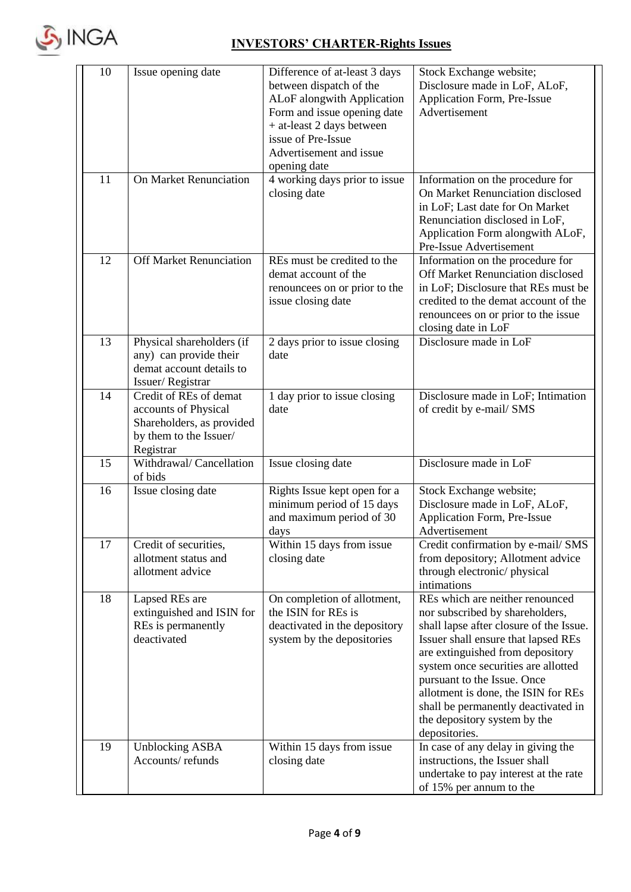## INVESTORS' CHARTER-Rights Issues

| | | | |
|---|---|---|---|
| 10 | Issue opening date | Difference of at-least 3 days between dispatch of the ALoF alongwith Application Form and issue opening date + at-least 2 days between issue of Pre-Issue Advertisement and issue opening date | Stock Exchange website; Disclosure made in LoF, ALoF, Application Form, Pre-Issue Advertisement |
| 11 | On Market Renunciation | 4 working days prior to issue closing date | Information on the procedure for On Market Renunciation disclosed in LoF; Last date for On Market Renunciation disclosed in LoF, Application Form alongwith ALoF, Pre-Issue Advertisement |
| 12 | Off Market Renunciation | REs must be credited to the demat account of the renouncees on or prior to the issue closing date | Information on the procedure for Off Market Renunciation disclosed in LoF; Disclosure that REs must be credited to the demat account of the renouncees on or prior to the issue closing date in LoF |
| 13 | Physical shareholders (if any) can provide their demat account details to Issuer/ Registrar | 2 days prior to issue closing date | Disclosure made in LoF |
| 14 | Credit of REs of demat accounts of Physical Shareholders, as provided by them to the Issuer/ Registrar | 1 day prior to issue closing date | Disclosure made in LoF; Intimation of credit by e-mail/ SMS |
| 15 | Withdrawal/ Cancellation of bids | Issue closing date | Disclosure made in LoF |
| 16 | Issue closing date | Rights Issue kept open for a minimum period of 15 days and maximum period of 30 days | Stock Exchange website; Disclosure made in LoF, ALoF, Application Form, Pre-Issue Advertisement |
| 17 | Credit of securities, allotment status and allotment advice | Within 15 days from issue closing date | Credit confirmation by e-mail/ SMS from depository; Allotment advice through electronic/ physical intimations |
| 18 | Lapsed REs are extinguished and ISIN for REs is permanently deactivated | On completion of allotment, the ISIN for REs is deactivated in the depository system by the depositories | REs which are neither renounced nor subscribed by shareholders, shall lapse after closure of the Issue. Issuer shall ensure that lapsed REs are extinguished from depository system once securities are allotted pursuant to the Issue. Once allotment is done, the ISIN for REs shall be permanently deactivated in the depository system by the depositories. |
| 19 | Unblocking ASBA Accounts/ refunds | Within 15 days from issue closing date | In case of any delay in giving the instructions, the Issuer shall undertake to pay interest at the rate of 15% per annum to the |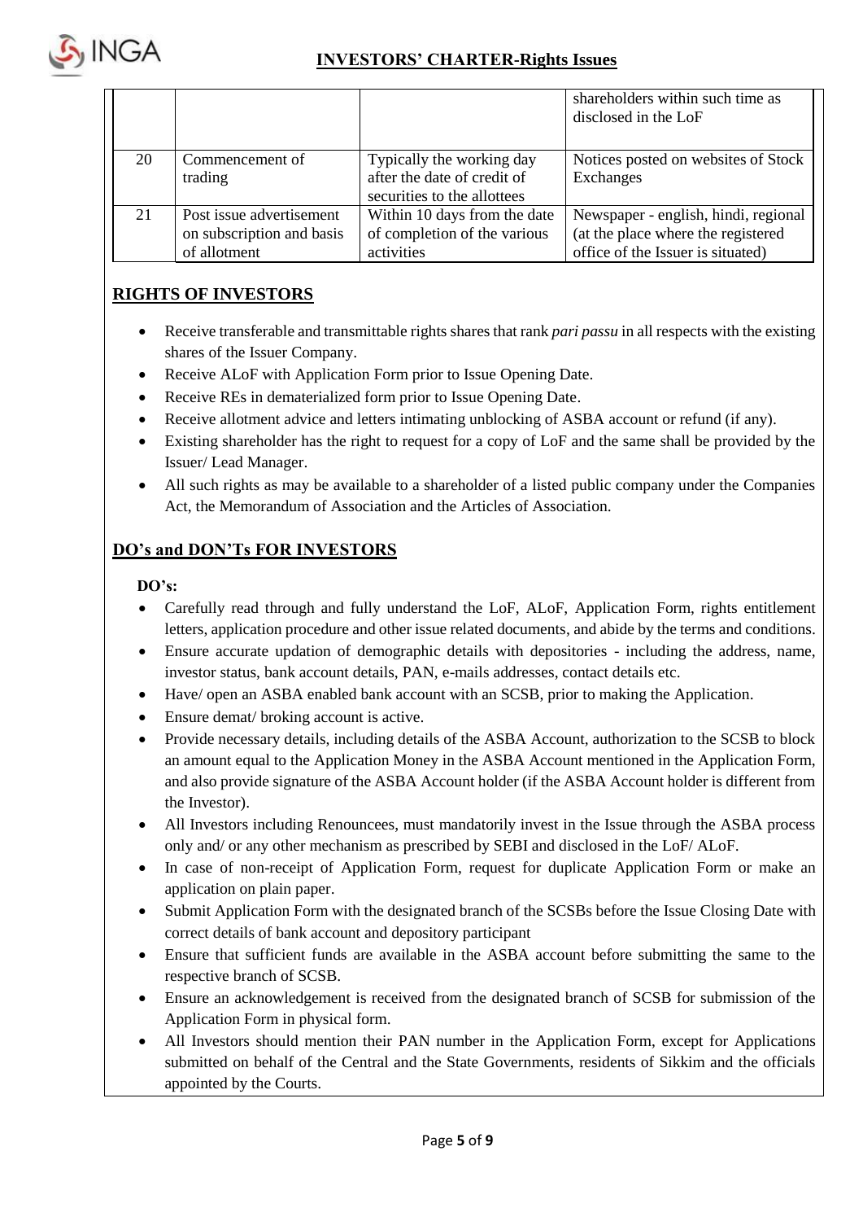| | | | shareholders within such time as disclosed in the LoF |
|---|---|---|---|
| 20 | Commencement of trading | Typically the working day after the date of credit of securities to the allottees | Notices posted on websites of Stock Exchanges |
| 21 | Post issue advertisement on subscription and basis of allotment | Within 10 days from the date of completion of the various activities | Newspaper - english, hindi, regional (at the place where the registered office of the Issuer is situated) |

## RIGHTS OF INVESTORS

- Receive transferable and transmittable rights shares that rank *pari passu* in all respects with the existing shares of the Issuer Company.
- Receive ALoF with Application Form prior to Issue Opening Date.
- Receive REs in dematerialized form prior to Issue Opening Date.
- Receive allotment advice and letters intimating unblocking of ASBA account or refund (if any).
- Existing shareholder has the right to request for a copy of LoF and the same shall be provided by the Issuer/ Lead Manager.
- All such rights as may be available to a shareholder of a listed public company under the Companies Act, the Memorandum of Association and the Articles of Association.

## DO's and DON'Ts FOR INVESTORS

**DO's:**

- Carefully read through and fully understand the LoF, ALoF, Application Form, rights entitlement letters, application procedure and other issue related documents, and abide by the terms and conditions.
- Ensure accurate updation of demographic details with depositories - including the address, name, investor status, bank account details, PAN, e-mails addresses, contact details etc.
- Have/ open an ASBA enabled bank account with an SCSB, prior to making the Application.
- Ensure demat/ broking account is active.
- Provide necessary details, including details of the ASBA Account, authorization to the SCSB to block an amount equal to the Application Money in the ASBA Account mentioned in the Application Form, and also provide signature of the ASBA Account holder (if the ASBA Account holder is different from the Investor).
- All Investors including Renouncees, must mandatorily invest in the Issue through the ASBA process only and/ or any other mechanism as prescribed by SEBI and disclosed in the LoF/ ALoF.
- In case of non-receipt of Application Form, request for duplicate Application Form or make an application on plain paper.
- Submit Application Form with the designated branch of the SCSBs before the Issue Closing Date with correct details of bank account and depository participant
- Ensure that sufficient funds are available in the ASBA account before submitting the same to the respective branch of SCSB.
- Ensure an acknowledgement is received from the designated branch of SCSB for submission of the Application Form in physical form.
- All Investors should mention their PAN number in the Application Form, except for Applications submitted on behalf of the Central and the State Governments, residents of Sikkim and the officials appointed by the Courts.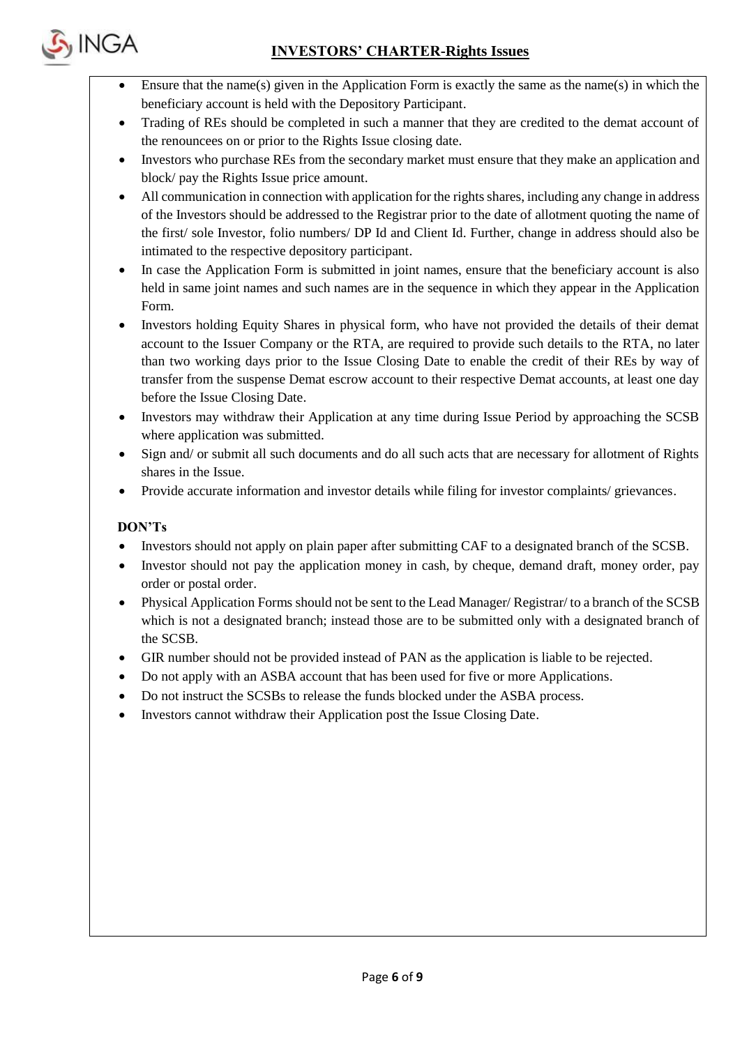- Ensure that the name(s) given in the Application Form is exactly the same as the name(s) in which the beneficiary account is held with the Depository Participant.
- Trading of REs should be completed in such a manner that they are credited to the demat account of the renouncees on or prior to the Rights Issue closing date.
- Investors who purchase REs from the secondary market must ensure that they make an application and block/ pay the Rights Issue price amount.
- All communication in connection with application for the rights shares, including any change in address of the Investors should be addressed to the Registrar prior to the date of allotment quoting the name of the first/ sole Investor, folio numbers/ DP Id and Client Id. Further, change in address should also be intimated to the respective depository participant.
- In case the Application Form is submitted in joint names, ensure that the beneficiary account is also held in same joint names and such names are in the sequence in which they appear in the Application Form.
- Investors holding Equity Shares in physical form, who have not provided the details of their demat account to the Issuer Company or the RTA, are required to provide such details to the RTA, no later than two working days prior to the Issue Closing Date to enable the credit of their REs by way of transfer from the suspense Demat escrow account to their respective Demat accounts, at least one day before the Issue Closing Date.
- Investors may withdraw their Application at any time during Issue Period by approaching the SCSB where application was submitted.
- Sign and/ or submit all such documents and do all such acts that are necessary for allotment of Rights shares in the Issue.
- Provide accurate information and investor details while filing for investor complaints/ grievances.

**DON'Ts**

- Investors should not apply on plain paper after submitting CAF to a designated branch of the SCSB.
- Investor should not pay the application money in cash, by cheque, demand draft, money order, pay order or postal order.
- Physical Application Forms should not be sent to the Lead Manager/ Registrar/ to a branch of the SCSB which is not a designated branch; instead those are to be submitted only with a designated branch of the SCSB.
- GIR number should not be provided instead of PAN as the application is liable to be rejected.
- Do not apply with an ASBA account that has been used for five or more Applications.
- Do not instruct the SCSBs to release the funds blocked under the ASBA process.
- Investors cannot withdraw their Application post the Issue Closing Date.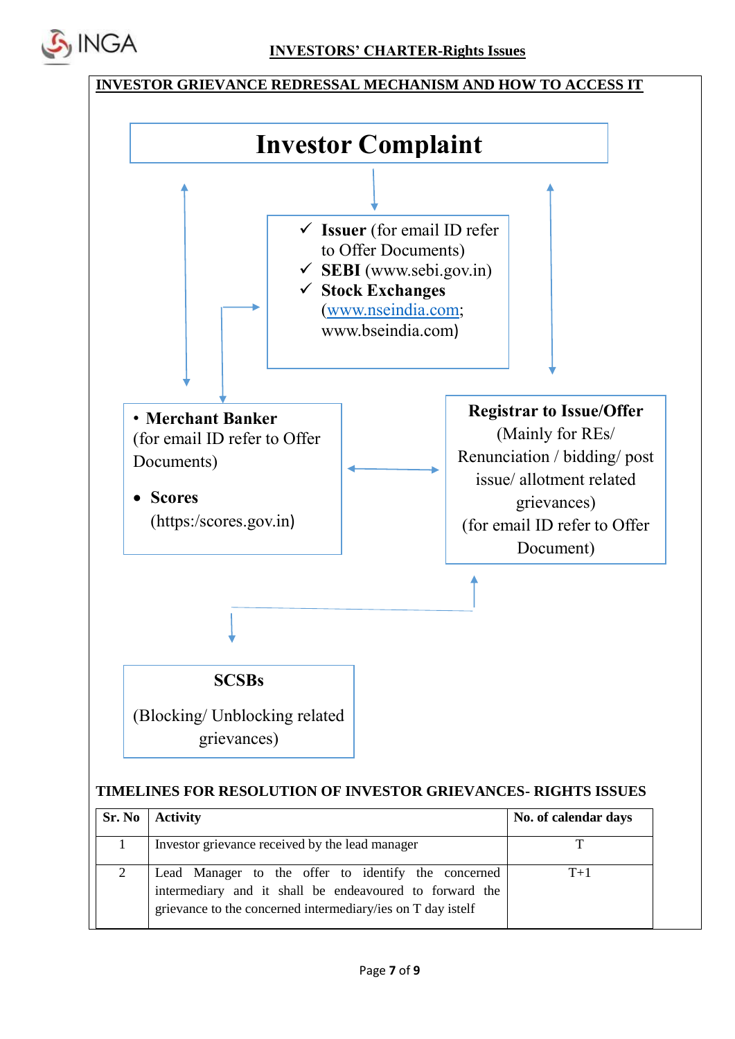## INVESTOR GRIEVANCE REDRESSAL MECHANISM AND HOW TO ACCESS IT

**Investor Complaint**

- ✓ **Issuer** (for email ID refer to Offer Documents)
- ✓ **SEBI** (www.sebi.gov.in)
- ✓ **Stock Exchanges** (www.nseindia.com; www.bseindia.com)

- **Merchant Banker** (for email ID refer to Offer Documents)
- **Scores** (https:/scores.gov.in)

**Registrar to Issue/Offer**
(Mainly for REs/ Renunciation / bidding/ post issue/ allotment related grievances)
(for email ID refer to Offer Document)

**SCSBs**
(Blocking/ Unblocking related grievances)

### TIMELINES FOR RESOLUTION OF INVESTOR GRIEVANCES- RIGHTS ISSUES

| Sr. No | Activity | No. of calendar days |
|---|---|---|
| 1 | Investor grievance received by the lead manager | T |
| 2 | Lead Manager to the offer to identify the concerned intermediary and it shall be endeavoured to forward the grievance to the concerned intermediary/ies on T day istelf | T+1 |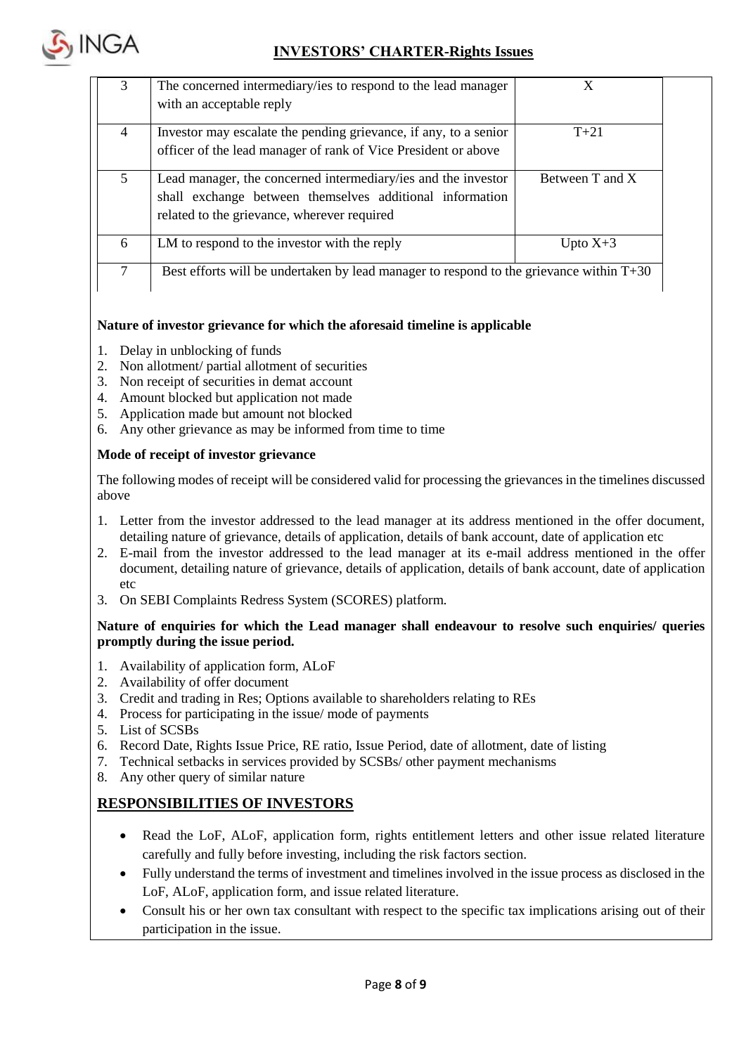| | | |
|---|---|---|
| 3 | The concerned intermediary/ies to respond to the lead manager with an acceptable reply | X |
| 4 | Investor may escalate the pending grievance, if any, to a senior officer of the lead manager of rank of Vice President or above | T+21 |
| 5 | Lead manager, the concerned intermediary/ies and the investor shall exchange between themselves additional information related to the grievance, wherever required | Between T and X |
| 6 | LM to respond to the investor with the reply | Upto X+3 |
| 7 | Best efforts will be undertaken by lead manager to respond to the grievance within T+30 | |

**Nature of investor grievance for which the aforesaid timeline is applicable**

1. Delay in unblocking of funds
2. Non allotment/ partial allotment of securities
3. Non receipt of securities in demat account
4. Amount blocked but application not made
5. Application made but amount not blocked
6. Any other grievance as may be informed from time to time

**Mode of receipt of investor grievance**

The following modes of receipt will be considered valid for processing the grievances in the timelines discussed above

1. Letter from the investor addressed to the lead manager at its address mentioned in the offer document, detailing nature of grievance, details of application, details of bank account, date of application etc
2. E-mail from the investor addressed to the lead manager at its e-mail address mentioned in the offer document, detailing nature of grievance, details of application, details of bank account, date of application etc
3. On SEBI Complaints Redress System (SCORES) platform.

**Nature of enquiries for which the Lead manager shall endeavour to resolve such enquiries/ queries promptly during the issue period.**

1. Availability of application form, ALoF
2. Availability of offer document
3. Credit and trading in Res; Options available to shareholders relating to REs
4. Process for participating in the issue/ mode of payments
5. List of SCSBs
6. Record Date, Rights Issue Price, RE ratio, Issue Period, date of allotment, date of listing
7. Technical setbacks in services provided by SCSBs/ other payment mechanisms
8. Any other query of similar nature

## RESPONSIBILITIES OF INVESTORS

- Read the LoF, ALoF, application form, rights entitlement letters and other issue related literature carefully and fully before investing, including the risk factors section.
- Fully understand the terms of investment and timelines involved in the issue process as disclosed in the LoF, ALoF, application form, and issue related literature.
- Consult his or her own tax consultant with respect to the specific tax implications arising out of their participation in the issue.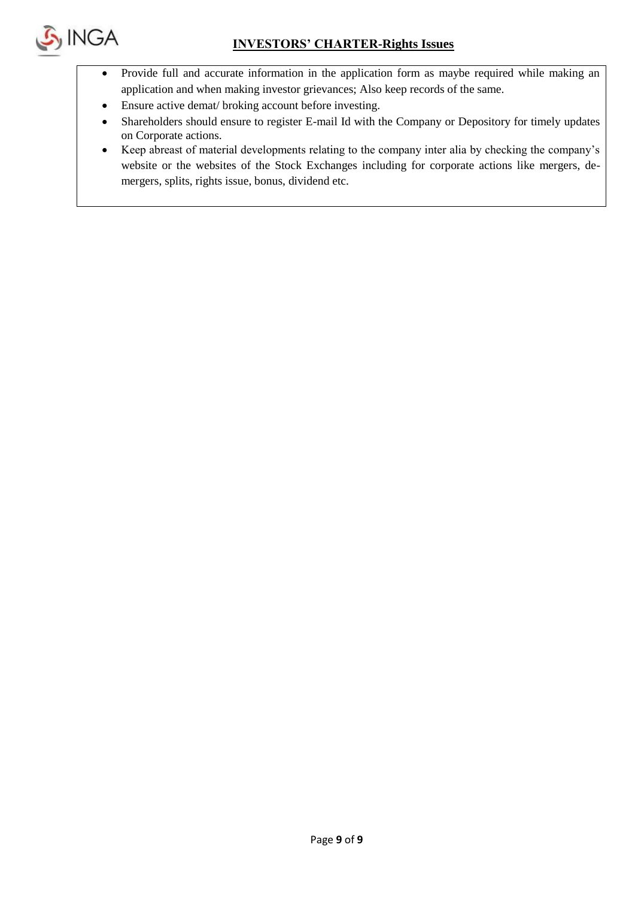- Provide full and accurate information in the application form as maybe required while making an application and when making investor grievances; Also keep records of the same.
- Ensure active demat/ broking account before investing.
- Shareholders should ensure to register E-mail Id with the Company or Depository for timely updates on Corporate actions.
- Keep abreast of material developments relating to the company inter alia by checking the company's website or the websites of the Stock Exchanges including for corporate actions like mergers, de-mergers, splits, rights issue, bonus, dividend etc.